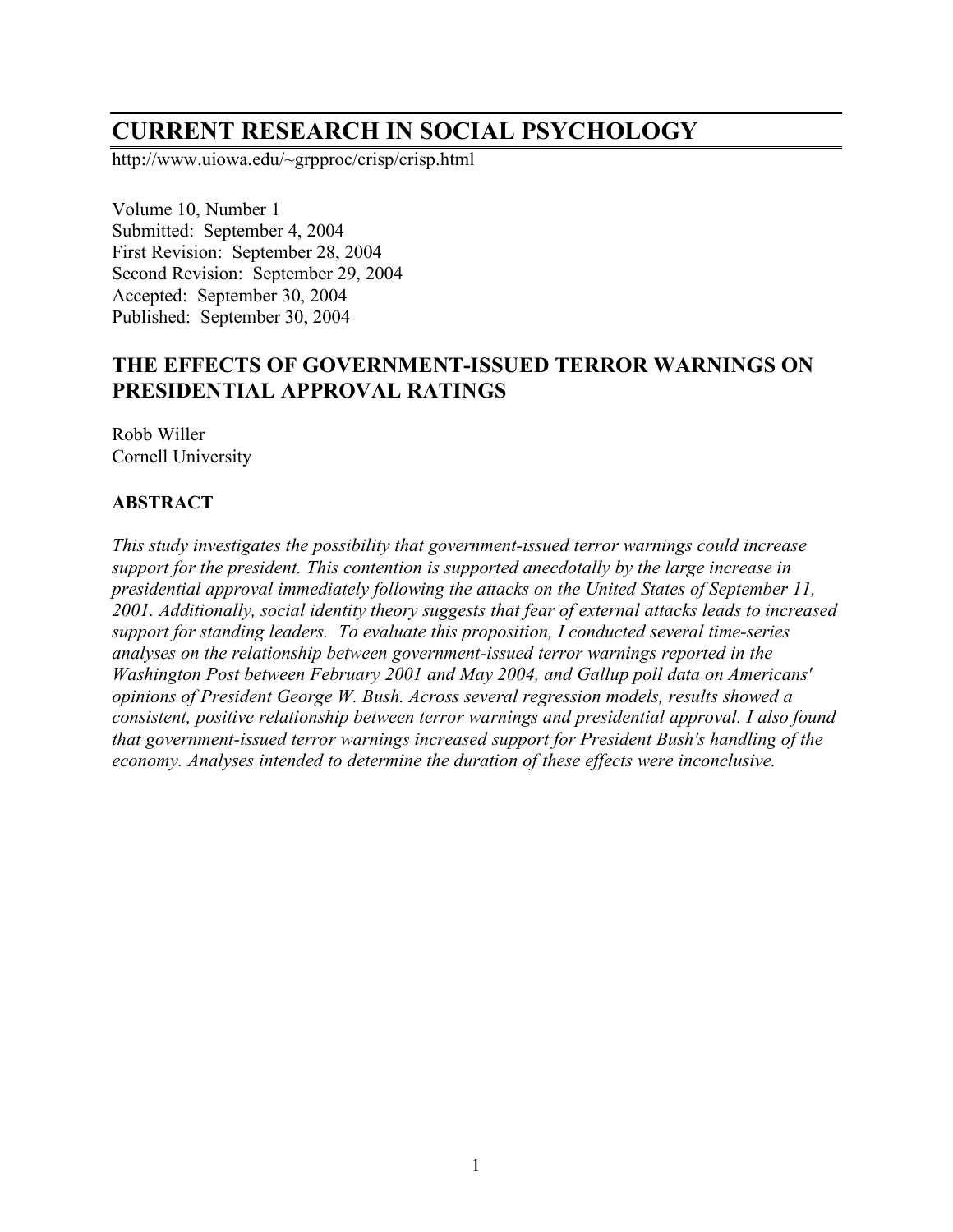# CURRENT RESEARCH IN SOCIAL PSYCHOLOGY

http://www.uiowa.edu/~grpproc/crisp/crisp.html

Volume 10, Number 1
Submitted: September 4, 2004
First Revision: September 28, 2004
Second Revision: September 29, 2004
Accepted: September 30, 2004
Published: September 30, 2004

## THE EFFECTS OF GOVERNMENT-ISSUED TERROR WARNINGS ON PRESIDENTIAL APPROVAL RATINGS

Robb Willer
Cornell University

### ABSTRACT

*This study investigates the possibility that government-issued terror warnings could increase support for the president. This contention is supported anecdotally by the large increase in presidential approval immediately following the attacks on the United States of September 11, 2001. Additionally, social identity theory suggests that fear of external attacks leads to increased support for standing leaders. To evaluate this proposition, I conducted several time-series analyses on the relationship between government-issued terror warnings reported in the Washington Post between February 2001 and May 2004, and Gallup poll data on Americans' opinions of President George W. Bush. Across several regression models, results showed a consistent, positive relationship between terror warnings and presidential approval. I also found that government-issued terror warnings increased support for President Bush's handling of the economy. Analyses intended to determine the duration of these effects were inconclusive.*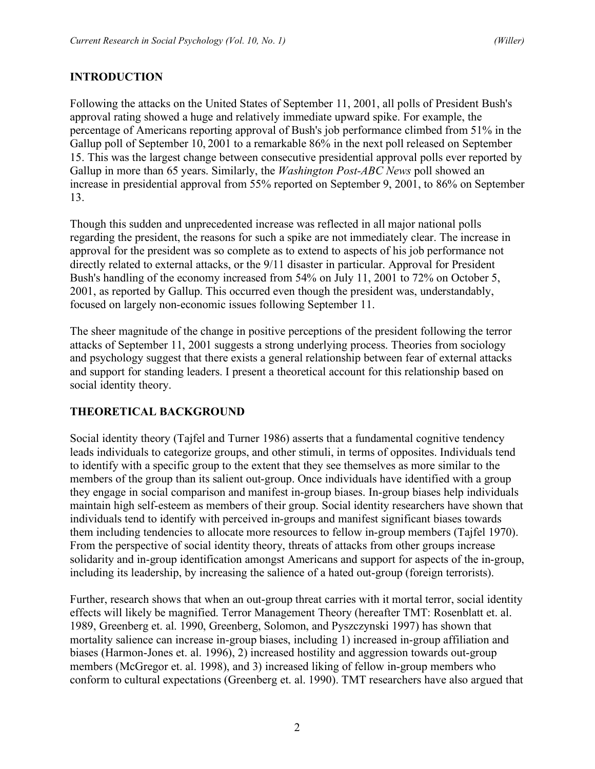## INTRODUCTION

Following the attacks on the United States of September 11, 2001, all polls of President Bush's approval rating showed a huge and relatively immediate upward spike. For example, the percentage of Americans reporting approval of Bush's job performance climbed from 51% in the Gallup poll of September 10, 2001 to a remarkable 86% in the next poll released on September 15. This was the largest change between consecutive presidential approval polls ever reported by Gallup in more than 65 years. Similarly, the *Washington Post-ABC News* poll showed an increase in presidential approval from 55% reported on September 9, 2001, to 86% on September 13.

Though this sudden and unprecedented increase was reflected in all major national polls regarding the president, the reasons for such a spike are not immediately clear. The increase in approval for the president was so complete as to extend to aspects of his job performance not directly related to external attacks, or the 9/11 disaster in particular. Approval for President Bush's handling of the economy increased from 54% on July 11, 2001 to 72% on October 5, 2001, as reported by Gallup. This occurred even though the president was, understandably, focused on largely non-economic issues following September 11.

The sheer magnitude of the change in positive perceptions of the president following the terror attacks of September 11, 2001 suggests a strong underlying process. Theories from sociology and psychology suggest that there exists a general relationship between fear of external attacks and support for standing leaders. I present a theoretical account for this relationship based on social identity theory.

## THEORETICAL BACKGROUND

Social identity theory (Tajfel and Turner 1986) asserts that a fundamental cognitive tendency leads individuals to categorize groups, and other stimuli, in terms of opposites. Individuals tend to identify with a specific group to the extent that they see themselves as more similar to the members of the group than its salient out-group. Once individuals have identified with a group they engage in social comparison and manifest in-group biases. In-group biases help individuals maintain high self-esteem as members of their group. Social identity researchers have shown that individuals tend to identify with perceived in-groups and manifest significant biases towards them including tendencies to allocate more resources to fellow in-group members (Tajfel 1970). From the perspective of social identity theory, threats of attacks from other groups increase solidarity and in-group identification amongst Americans and support for aspects of the in-group, including its leadership, by increasing the salience of a hated out-group (foreign terrorists).

Further, research shows that when an out-group threat carries with it mortal terror, social identity effects will likely be magnified. Terror Management Theory (hereafter TMT: Rosenblatt et. al. 1989, Greenberg et. al. 1990, Greenberg, Solomon, and Pyszczynski 1997) has shown that mortality salience can increase in-group biases, including 1) increased in-group affiliation and biases (Harmon-Jones et. al. 1996), 2) increased hostility and aggression towards out-group members (McGregor et. al. 1998), and 3) increased liking of fellow in-group members who conform to cultural expectations (Greenberg et. al. 1990). TMT researchers have also argued that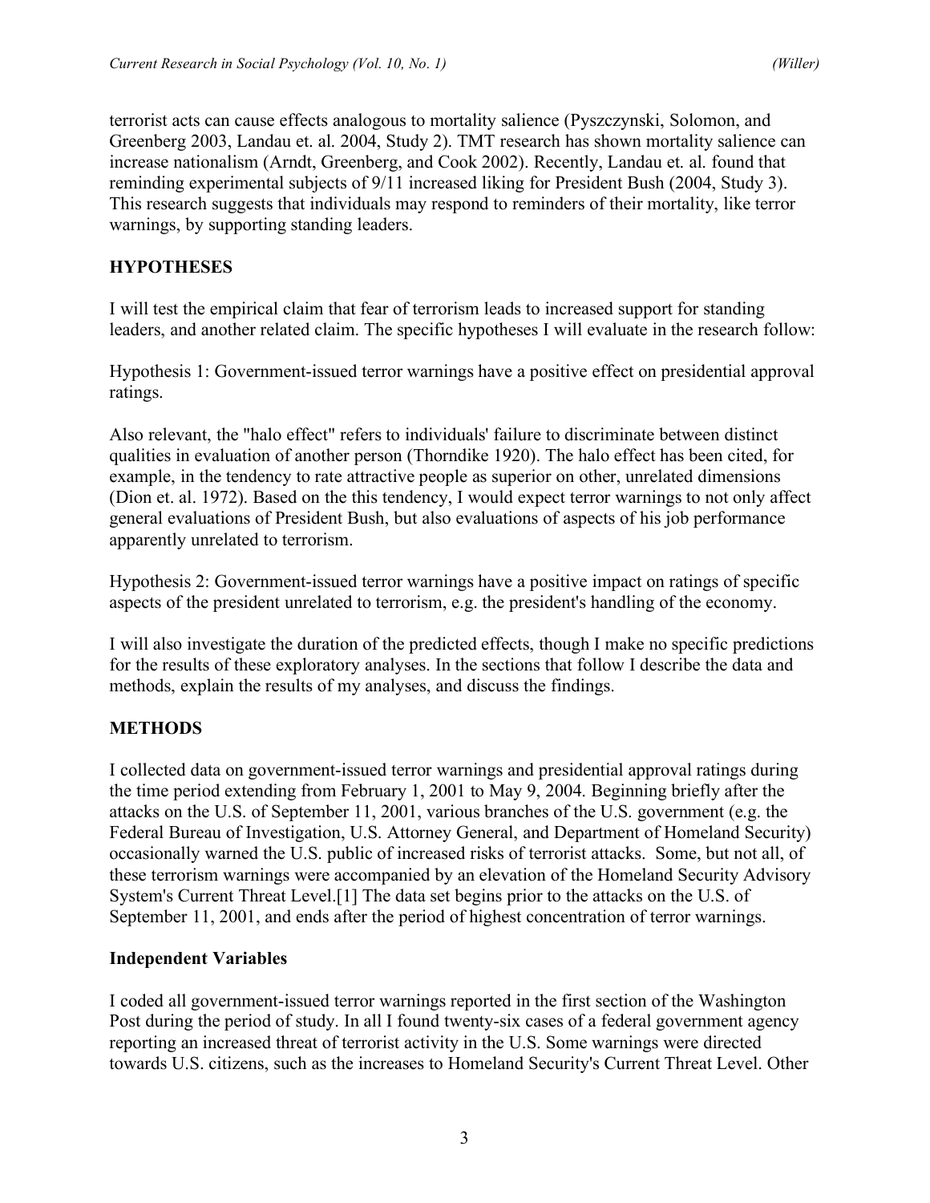terrorist acts can cause effects analogous to mortality salience (Pyszczynski, Solomon, and Greenberg 2003, Landau et. al. 2004, Study 2). TMT research has shown mortality salience can increase nationalism (Arndt, Greenberg, and Cook 2002). Recently, Landau et. al. found that reminding experimental subjects of 9/11 increased liking for President Bush (2004, Study 3). This research suggests that individuals may respond to reminders of their mortality, like terror warnings, by supporting standing leaders.

## HYPOTHESES

I will test the empirical claim that fear of terrorism leads to increased support for standing leaders, and another related claim. The specific hypotheses I will evaluate in the research follow:

Hypothesis 1: Government-issued terror warnings have a positive effect on presidential approval ratings.

Also relevant, the "halo effect" refers to individuals' failure to discriminate between distinct qualities in evaluation of another person (Thorndike 1920). The halo effect has been cited, for example, in the tendency to rate attractive people as superior on other, unrelated dimensions (Dion et. al. 1972). Based on the this tendency, I would expect terror warnings to not only affect general evaluations of President Bush, but also evaluations of aspects of his job performance apparently unrelated to terrorism.

Hypothesis 2: Government-issued terror warnings have a positive impact on ratings of specific aspects of the president unrelated to terrorism, e.g. the president's handling of the economy.

I will also investigate the duration of the predicted effects, though I make no specific predictions for the results of these exploratory analyses. In the sections that follow I describe the data and methods, explain the results of my analyses, and discuss the findings.

## METHODS

I collected data on government-issued terror warnings and presidential approval ratings during the time period extending from February 1, 2001 to May 9, 2004. Beginning briefly after the attacks on the U.S. of September 11, 2001, various branches of the U.S. government (e.g. the Federal Bureau of Investigation, U.S. Attorney General, and Department of Homeland Security) occasionally warned the U.S. public of increased risks of terrorist attacks. Some, but not all, of these terrorism warnings were accompanied by an elevation of the Homeland Security Advisory System's Current Threat Level.[1] The data set begins prior to the attacks on the U.S. of September 11, 2001, and ends after the period of highest concentration of terror warnings.

### Independent Variables

I coded all government-issued terror warnings reported in the first section of the Washington Post during the period of study. In all I found twenty-six cases of a federal government agency reporting an increased threat of terrorist activity in the U.S. Some warnings were directed towards U.S. citizens, such as the increases to Homeland Security's Current Threat Level. Other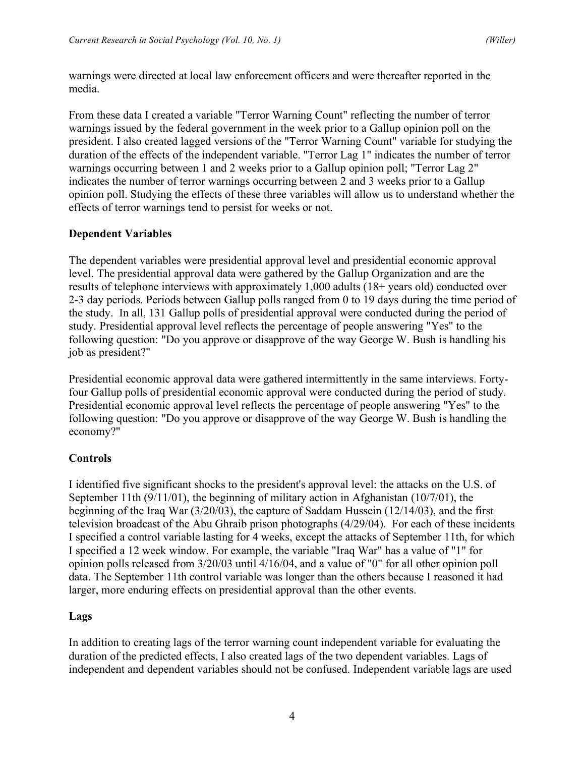warnings were directed at local law enforcement officers and were thereafter reported in the media.

From these data I created a variable "Terror Warning Count" reflecting the number of terror warnings issued by the federal government in the week prior to a Gallup opinion poll on the president. I also created lagged versions of the "Terror Warning Count" variable for studying the duration of the effects of the independent variable. "Terror Lag 1" indicates the number of terror warnings occurring between 1 and 2 weeks prior to a Gallup opinion poll; "Terror Lag 2" indicates the number of terror warnings occurring between 2 and 3 weeks prior to a Gallup opinion poll. Studying the effects of these three variables will allow us to understand whether the effects of terror warnings tend to persist for weeks or not.

### Dependent Variables

The dependent variables were presidential approval level and presidential economic approval level. The presidential approval data were gathered by the Gallup Organization and are the results of telephone interviews with approximately 1,000 adults (18+ years old) conducted over 2-3 day periods. Periods between Gallup polls ranged from 0 to 19 days during the time period of the study. In all, 131 Gallup polls of presidential approval were conducted during the period of study. Presidential approval level reflects the percentage of people answering "Yes" to the following question: "Do you approve or disapprove of the way George W. Bush is handling his job as president?"

Presidential economic approval data were gathered intermittently in the same interviews. Forty-four Gallup polls of presidential economic approval were conducted during the period of study. Presidential economic approval level reflects the percentage of people answering "Yes" to the following question: "Do you approve or disapprove of the way George W. Bush is handling the economy?"

### Controls

I identified five significant shocks to the president's approval level: the attacks on the U.S. of September 11th (9/11/01), the beginning of military action in Afghanistan (10/7/01), the beginning of the Iraq War (3/20/03), the capture of Saddam Hussein (12/14/03), and the first television broadcast of the Abu Ghraib prison photographs (4/29/04). For each of these incidents I specified a control variable lasting for 4 weeks, except the attacks of September 11th, for which I specified a 12 week window. For example, the variable "Iraq War" has a value of "1" for opinion polls released from 3/20/03 until 4/16/04, and a value of "0" for all other opinion poll data. The September 11th control variable was longer than the others because I reasoned it had larger, more enduring effects on presidential approval than the other events.

### Lags

In addition to creating lags of the terror warning count independent variable for evaluating the duration of the predicted effects, I also created lags of the two dependent variables. Lags of independent and dependent variables should not be confused. Independent variable lags are used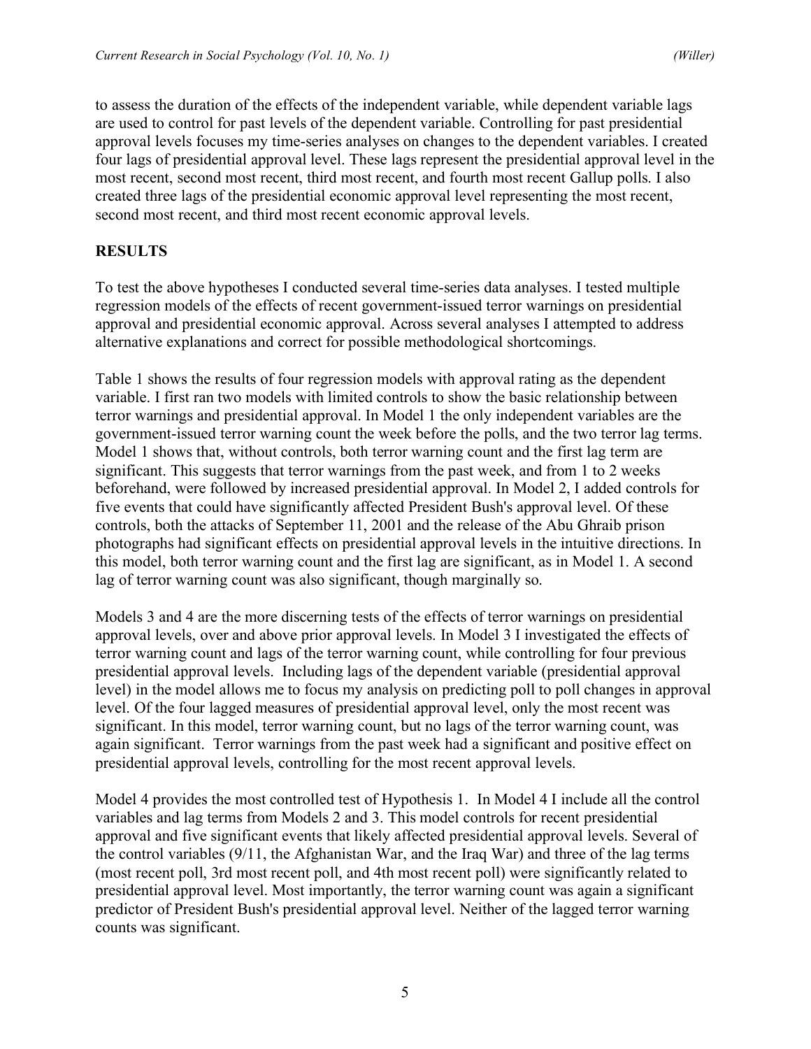to assess the duration of the effects of the independent variable, while dependent variable lags are used to control for past levels of the dependent variable. Controlling for past presidential approval levels focuses my time-series analyses on changes to the dependent variables. I created four lags of presidential approval level. These lags represent the presidential approval level in the most recent, second most recent, third most recent, and fourth most recent Gallup polls. I also created three lags of the presidential economic approval level representing the most recent, second most recent, and third most recent economic approval levels.

## RESULTS

To test the above hypotheses I conducted several time-series data analyses. I tested multiple regression models of the effects of recent government-issued terror warnings on presidential approval and presidential economic approval. Across several analyses I attempted to address alternative explanations and correct for possible methodological shortcomings.

Table 1 shows the results of four regression models with approval rating as the dependent variable. I first ran two models with limited controls to show the basic relationship between terror warnings and presidential approval. In Model 1 the only independent variables are the government-issued terror warning count the week before the polls, and the two terror lag terms. Model 1 shows that, without controls, both terror warning count and the first lag term are significant. This suggests that terror warnings from the past week, and from 1 to 2 weeks beforehand, were followed by increased presidential approval. In Model 2, I added controls for five events that could have significantly affected President Bush's approval level. Of these controls, both the attacks of September 11, 2001 and the release of the Abu Ghraib prison photographs had significant effects on presidential approval levels in the intuitive directions. In this model, both terror warning count and the first lag are significant, as in Model 1. A second lag of terror warning count was also significant, though marginally so.

Models 3 and 4 are the more discerning tests of the effects of terror warnings on presidential approval levels, over and above prior approval levels. In Model 3 I investigated the effects of terror warning count and lags of the terror warning count, while controlling for four previous presidential approval levels. Including lags of the dependent variable (presidential approval level) in the model allows me to focus my analysis on predicting poll to poll changes in approval level. Of the four lagged measures of presidential approval level, only the most recent was significant. In this model, terror warning count, but no lags of the terror warning count, was again significant. Terror warnings from the past week had a significant and positive effect on presidential approval levels, controlling for the most recent approval levels.

Model 4 provides the most controlled test of Hypothesis 1. In Model 4 I include all the control variables and lag terms from Models 2 and 3. This model controls for recent presidential approval and five significant events that likely affected presidential approval levels. Several of the control variables (9/11, the Afghanistan War, and the Iraq War) and three of the lag terms (most recent poll, 3rd most recent poll, and 4th most recent poll) were significantly related to presidential approval level. Most importantly, the terror warning count was again a significant predictor of President Bush's presidential approval level. Neither of the lagged terror warning counts was significant.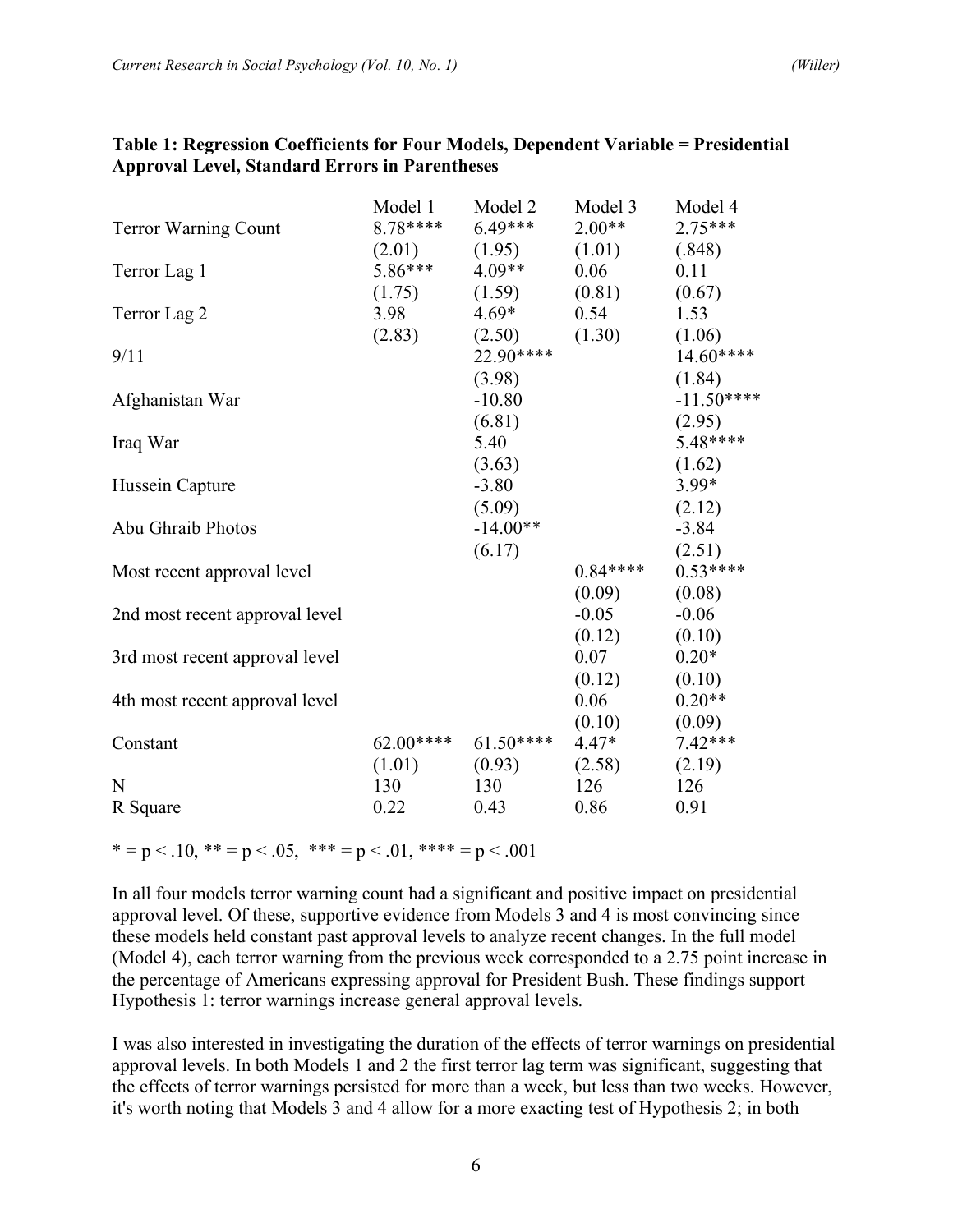**Table 1: Regression Coefficients for Four Models, Dependent Variable = Presidential Approval Level, Standard Errors in Parentheses**

| | Model 1 | Model 2 | Model 3 | Model 4 |
|---|---|---|---|---|
| Terror Warning Count | 8.78**** | 6.49*** | 2.00** | 2.75*** |
| | (2.01) | (1.95) | (1.01) | (.848) |
| Terror Lag 1 | 5.86*** | 4.09** | 0.06 | 0.11 |
| | (1.75) | (1.59) | (0.81) | (0.67) |
| Terror Lag 2 | 3.98 | 4.69* | 0.54 | 1.53 |
| | (2.83) | (2.50) | (1.30) | (1.06) |
| 9/11 | | 22.90**** | | 14.60**** |
| | | (3.98) | | (1.84) |
| Afghanistan War | | -10.80 | | -11.50**** |
| | | (6.81) | | (2.95) |
| Iraq War | | 5.40 | | 5.48**** |
| | | (3.63) | | (1.62) |
| Hussein Capture | | -3.80 | | 3.99* |
| | | (5.09) | | (2.12) |
| Abu Ghraib Photos | | -14.00** | | -3.84 |
| | | (6.17) | | (2.51) |
| Most recent approval level | | | 0.84**** | 0.53**** |
| | | | (0.09) | (0.08) |
| 2nd most recent approval level | | | -0.05 | -0.06 |
| | | | (0.12) | (0.10) |
| 3rd most recent approval level | | | 0.07 | 0.20* |
| | | | (0.12) | (0.10) |
| 4th most recent approval level | | | 0.06 | 0.20** |
| | | | (0.10) | (0.09) |
| Constant | 62.00**** | 61.50**** | 4.47* | 7.42*** |
| | (1.01) | (0.93) | (2.58) | (2.19) |
| N | 130 | 130 | 126 | 126 |
| R Square | 0.22 | 0.43 | 0.86 | 0.91 |

* = $p < .10$, ** = $p < .05$, *** = $p < .01$, **** = $p < .001$

In all four models terror warning count had a significant and positive impact on presidential approval level. Of these, supportive evidence from Models 3 and 4 is most convincing since these models held constant past approval levels to analyze recent changes. In the full model (Model 4), each terror warning from the previous week corresponded to a 2.75 point increase in the percentage of Americans expressing approval for President Bush. These findings support Hypothesis 1: terror warnings increase general approval levels.

I was also interested in investigating the duration of the effects of terror warnings on presidential approval levels. In both Models 1 and 2 the first terror lag term was significant, suggesting that the effects of terror warnings persisted for more than a week, but less than two weeks. However, it's worth noting that Models 3 and 4 allow for a more exacting test of Hypothesis 2; in both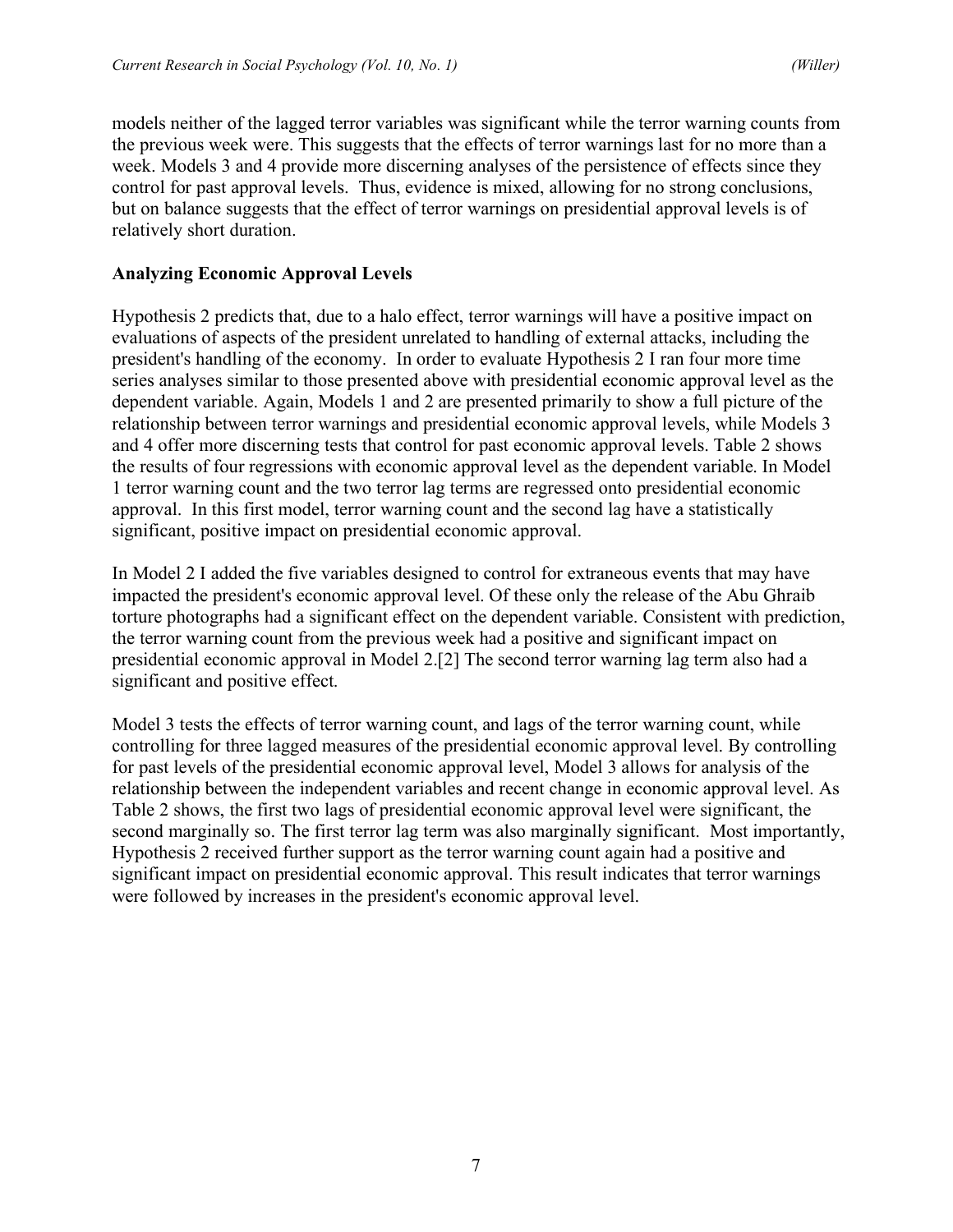models neither of the lagged terror variables was significant while the terror warning counts from the previous week were. This suggests that the effects of terror warnings last for no more than a week. Models 3 and 4 provide more discerning analyses of the persistence of effects since they control for past approval levels. Thus, evidence is mixed, allowing for no strong conclusions, but on balance suggests that the effect of terror warnings on presidential approval levels is of relatively short duration.

### Analyzing Economic Approval Levels

Hypothesis 2 predicts that, due to a halo effect, terror warnings will have a positive impact on evaluations of aspects of the president unrelated to handling of external attacks, including the president's handling of the economy. In order to evaluate Hypothesis 2 I ran four more time series analyses similar to those presented above with presidential economic approval level as the dependent variable. Again, Models 1 and 2 are presented primarily to show a full picture of the relationship between terror warnings and presidential economic approval levels, while Models 3 and 4 offer more discerning tests that control for past economic approval levels. Table 2 shows the results of four regressions with economic approval level as the dependent variable. In Model 1 terror warning count and the two terror lag terms are regressed onto presidential economic approval. In this first model, terror warning count and the second lag have a statistically significant, positive impact on presidential economic approval.

In Model 2 I added the five variables designed to control for extraneous events that may have impacted the president's economic approval level. Of these only the release of the Abu Ghraib torture photographs had a significant effect on the dependent variable. Consistent with prediction, the terror warning count from the previous week had a positive and significant impact on presidential economic approval in Model 2.[2] The second terror warning lag term also had a significant and positive effect.

Model 3 tests the effects of terror warning count, and lags of the terror warning count, while controlling for three lagged measures of the presidential economic approval level. By controlling for past levels of the presidential economic approval level, Model 3 allows for analysis of the relationship between the independent variables and recent change in economic approval level. As Table 2 shows, the first two lags of presidential economic approval level were significant, the second marginally so. The first terror lag term was also marginally significant. Most importantly, Hypothesis 2 received further support as the terror warning count again had a positive and significant impact on presidential economic approval. This result indicates that terror warnings were followed by increases in the president's economic approval level.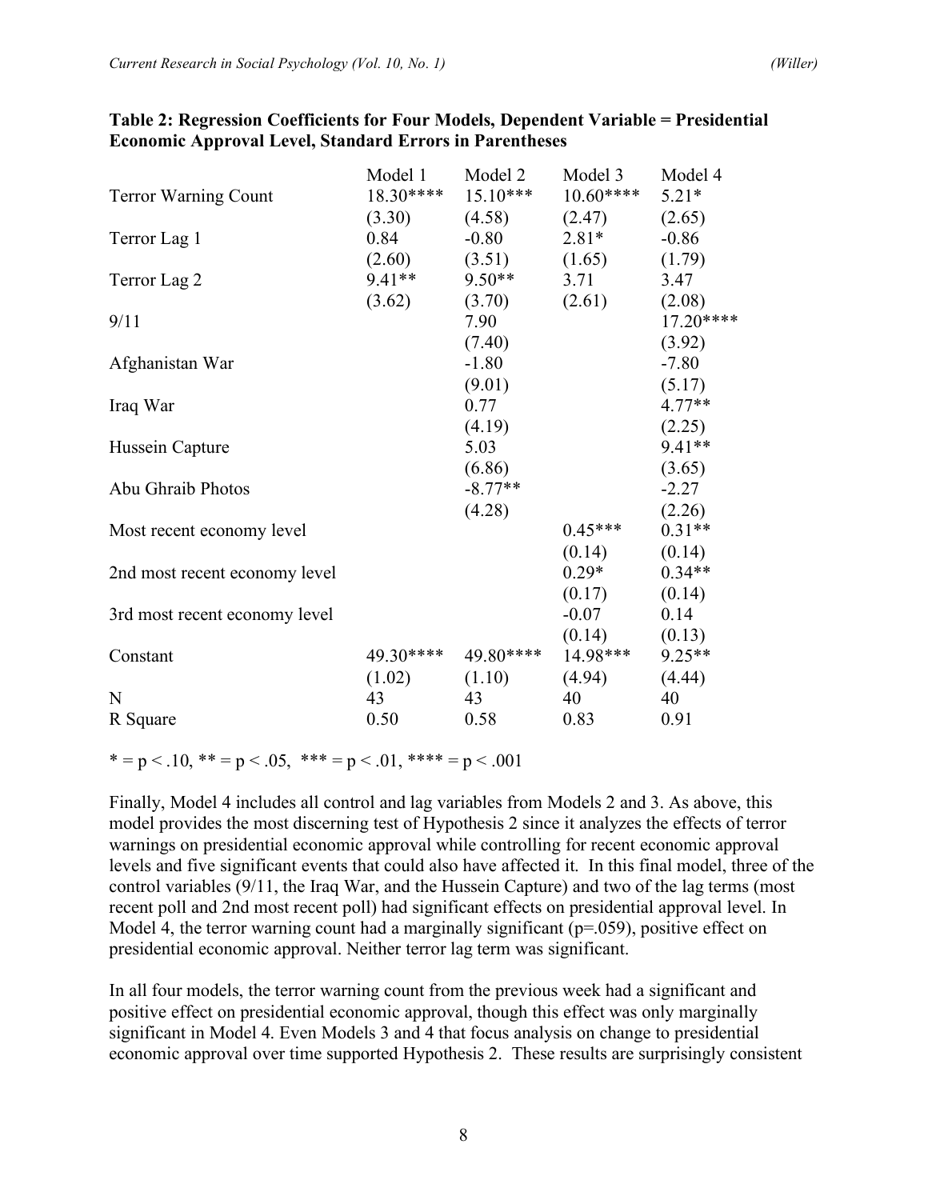**Table 2: Regression Coefficients for Four Models, Dependent Variable = Presidential Economic Approval Level, Standard Errors in Parentheses**

| | Model 1 | Model 2 | Model 3 | Model 4 |
|---|---|---|---|---|
| Terror Warning Count | 18.30**** | 15.10*** | 10.60**** | 5.21* |
| | (3.30) | (4.58) | (2.47) | (2.65) |
| Terror Lag 1 | 0.84 | -0.80 | 2.81* | -0.86 |
| | (2.60) | (3.51) | (1.65) | (1.79) |
| Terror Lag 2 | 9.41** | 9.50** | 3.71 | 3.47 |
| | (3.62) | (3.70) | (2.61) | (2.08) |
| 9/11 | | 7.90 | | 17.20**** |
| | | (7.40) | | (3.92) |
| Afghanistan War | | -1.80 | | -7.80 |
| | | (9.01) | | (5.17) |
| Iraq War | | 0.77 | | 4.77** |
| | | (4.19) | | (2.25) |
| Hussein Capture | | 5.03 | | 9.41** |
| | | (6.86) | | (3.65) |
| Abu Ghraib Photos | | -8.77** | | -2.27 |
| | | (4.28) | | (2.26) |
| Most recent economy level | | | 0.45*** | 0.31** |
| | | | (0.14) | (0.14) |
| 2nd most recent economy level | | | 0.29* | 0.34** |
| | | | (0.17) | (0.14) |
| 3rd most recent economy level | | | -0.07 | 0.14 |
| | | | (0.14) | (0.13) |
| Constant | 49.30**** | 49.80**** | 14.98*** | 9.25** |
| | (1.02) | (1.10) | (4.94) | (4.44) |
| N | 43 | 43 | 40 | 40 |
| R Square | 0.50 | 0.58 | 0.83 | 0.91 |

* = $p < .10$, ** = $p < .05$, *** = $p < .01$, **** = $p < .001$

Finally, Model 4 includes all control and lag variables from Models 2 and 3. As above, this model provides the most discerning test of Hypothesis 2 since it analyzes the effects of terror warnings on presidential economic approval while controlling for recent economic approval levels and five significant events that could also have affected it. In this final model, three of the control variables (9/11, the Iraq War, and the Hussein Capture) and two of the lag terms (most recent poll and 2nd most recent poll) had significant effects on presidential approval level. In Model 4, the terror warning count had a marginally significant ($p=.059$), positive effect on presidential economic approval. Neither terror lag term was significant.

In all four models, the terror warning count from the previous week had a significant and positive effect on presidential economic approval, though this effect was only marginally significant in Model 4. Even Models 3 and 4 that focus analysis on change to presidential economic approval over time supported Hypothesis 2. These results are surprisingly consistent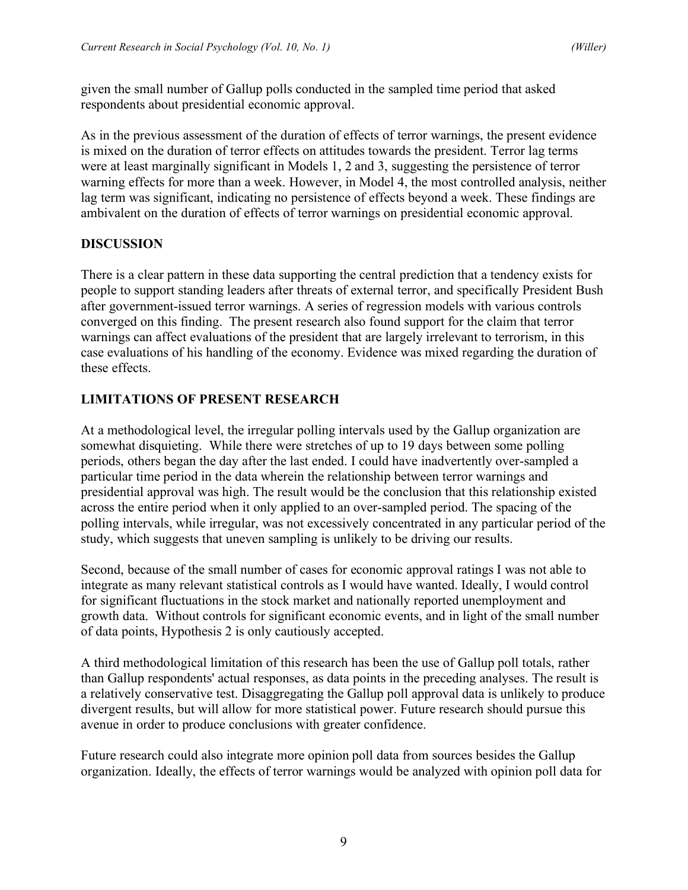given the small number of Gallup polls conducted in the sampled time period that asked respondents about presidential economic approval.

As in the previous assessment of the duration of effects of terror warnings, the present evidence is mixed on the duration of terror effects on attitudes towards the president. Terror lag terms were at least marginally significant in Models 1, 2 and 3, suggesting the persistence of terror warning effects for more than a week. However, in Model 4, the most controlled analysis, neither lag term was significant, indicating no persistence of effects beyond a week. These findings are ambivalent on the duration of effects of terror warnings on presidential economic approval.

## DISCUSSION

There is a clear pattern in these data supporting the central prediction that a tendency exists for people to support standing leaders after threats of external terror, and specifically President Bush after government-issued terror warnings. A series of regression models with various controls converged on this finding. The present research also found support for the claim that terror warnings can affect evaluations of the president that are largely irrelevant to terrorism, in this case evaluations of his handling of the economy. Evidence was mixed regarding the duration of these effects.

## LIMITATIONS OF PRESENT RESEARCH

At a methodological level, the irregular polling intervals used by the Gallup organization are somewhat disquieting. While there were stretches of up to 19 days between some polling periods, others began the day after the last ended. I could have inadvertently over-sampled a particular time period in the data wherein the relationship between terror warnings and presidential approval was high. The result would be the conclusion that this relationship existed across the entire period when it only applied to an over-sampled period. The spacing of the polling intervals, while irregular, was not excessively concentrated in any particular period of the study, which suggests that uneven sampling is unlikely to be driving our results.

Second, because of the small number of cases for economic approval ratings I was not able to integrate as many relevant statistical controls as I would have wanted. Ideally, I would control for significant fluctuations in the stock market and nationally reported unemployment and growth data. Without controls for significant economic events, and in light of the small number of data points, Hypothesis 2 is only cautiously accepted.

A third methodological limitation of this research has been the use of Gallup poll totals, rather than Gallup respondents' actual responses, as data points in the preceding analyses. The result is a relatively conservative test. Disaggregating the Gallup poll approval data is unlikely to produce divergent results, but will allow for more statistical power. Future research should pursue this avenue in order to produce conclusions with greater confidence.

Future research could also integrate more opinion poll data from sources besides the Gallup organization. Ideally, the effects of terror warnings would be analyzed with opinion poll data for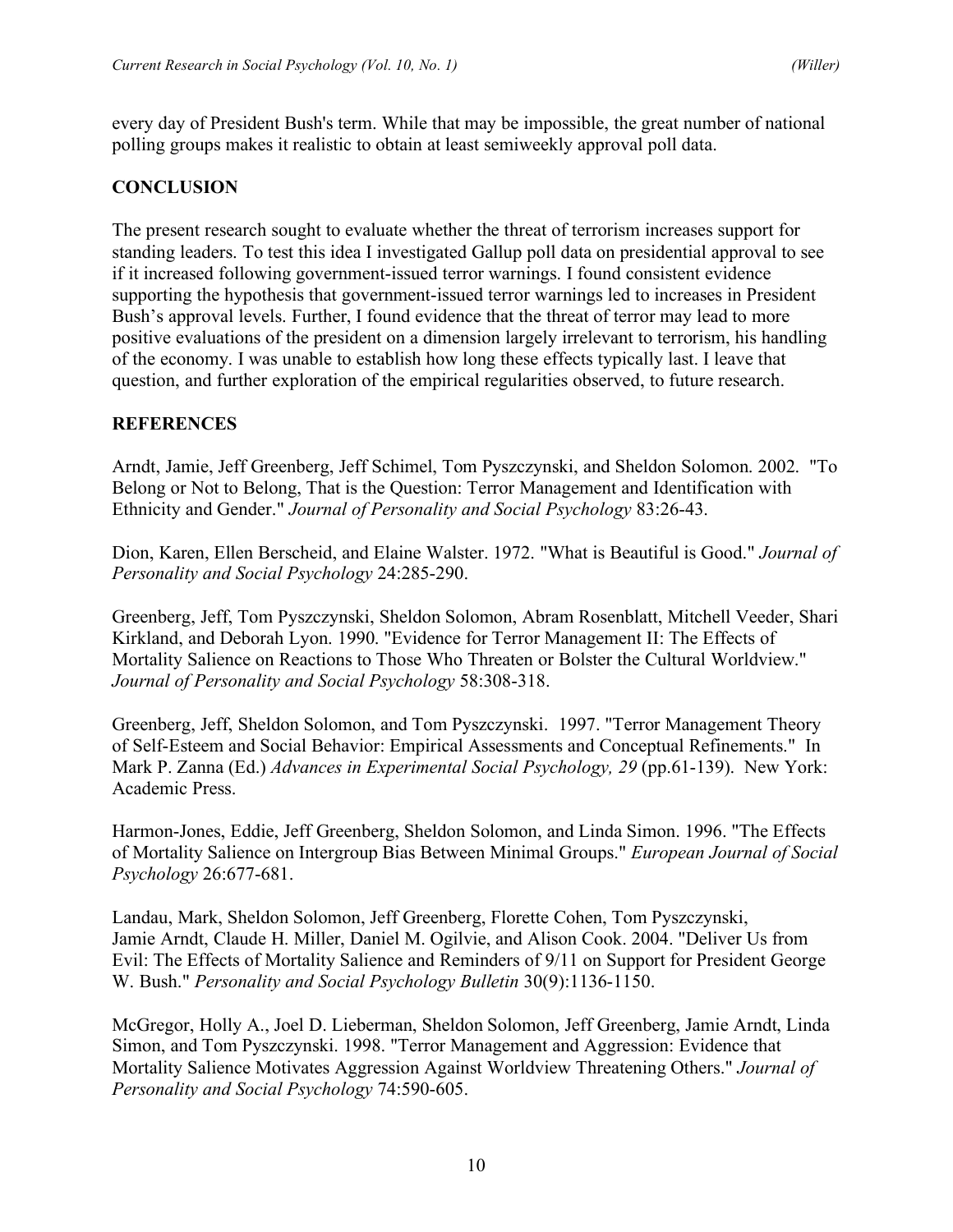every day of President Bush's term. While that may be impossible, the great number of national polling groups makes it realistic to obtain at least semiweekly approval poll data.

## CONCLUSION

The present research sought to evaluate whether the threat of terrorism increases support for standing leaders. To test this idea I investigated Gallup poll data on presidential approval to see if it increased following government-issued terror warnings. I found consistent evidence supporting the hypothesis that government-issued terror warnings led to increases in President Bush's approval levels. Further, I found evidence that the threat of terror may lead to more positive evaluations of the president on a dimension largely irrelevant to terrorism, his handling of the economy. I was unable to establish how long these effects typically last. I leave that question, and further exploration of the empirical regularities observed, to future research.

## REFERENCES

Arndt, Jamie, Jeff Greenberg, Jeff Schimel, Tom Pyszczynski, and Sheldon Solomon. 2002. "To Belong or Not to Belong, That is the Question: Terror Management and Identification with Ethnicity and Gender." *Journal of Personality and Social Psychology* 83:26-43.

Dion, Karen, Ellen Berscheid, and Elaine Walster. 1972. "What is Beautiful is Good." *Journal of Personality and Social Psychology* 24:285-290.

Greenberg, Jeff, Tom Pyszczynski, Sheldon Solomon, Abram Rosenblatt, Mitchell Veeder, Shari Kirkland, and Deborah Lyon. 1990. "Evidence for Terror Management II: The Effects of Mortality Salience on Reactions to Those Who Threaten or Bolster the Cultural Worldview." *Journal of Personality and Social Psychology* 58:308-318.

Greenberg, Jeff, Sheldon Solomon, and Tom Pyszczynski. 1997. "Terror Management Theory of Self-Esteem and Social Behavior: Empirical Assessments and Conceptual Refinements." In Mark P. Zanna (Ed.) *Advances in Experimental Social Psychology, 29* (pp.61-139). New York: Academic Press.

Harmon-Jones, Eddie, Jeff Greenberg, Sheldon Solomon, and Linda Simon. 1996. "The Effects of Mortality Salience on Intergroup Bias Between Minimal Groups." *European Journal of Social Psychology* 26:677-681.

Landau, Mark, Sheldon Solomon, Jeff Greenberg, Florette Cohen, Tom Pyszczynski, Jamie Arndt, Claude H. Miller, Daniel M. Ogilvie, and Alison Cook. 2004. "Deliver Us from Evil: The Effects of Mortality Salience and Reminders of 9/11 on Support for President George W. Bush." *Personality and Social Psychology Bulletin* 30(9):1136-1150.

McGregor, Holly A., Joel D. Lieberman, Sheldon Solomon, Jeff Greenberg, Jamie Arndt, Linda Simon, and Tom Pyszczynski. 1998. "Terror Management and Aggression: Evidence that Mortality Salience Motivates Aggression Against Worldview Threatening Others." *Journal of Personality and Social Psychology* 74:590-605.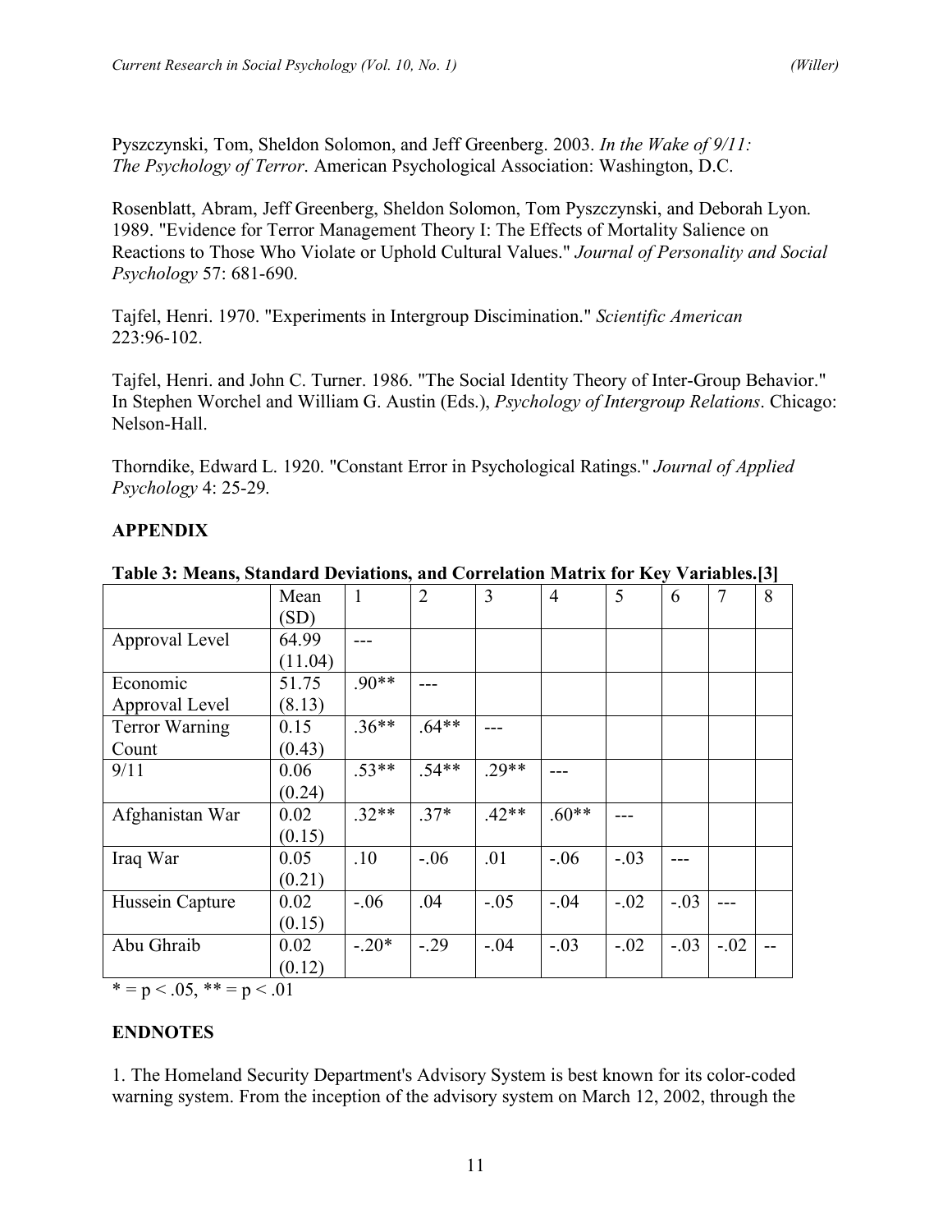Pyszczynski, Tom, Sheldon Solomon, and Jeff Greenberg. 2003. *In the Wake of 9/11: The Psychology of Terror*. American Psychological Association: Washington, D.C.

Rosenblatt, Abram, Jeff Greenberg, Sheldon Solomon, Tom Pyszczynski, and Deborah Lyon. 1989. "Evidence for Terror Management Theory I: The Effects of Mortality Salience on Reactions to Those Who Violate or Uphold Cultural Values." *Journal of Personality and Social Psychology* 57: 681-690.

Tajfel, Henri. 1970. "Experiments in Intergroup Discimination." *Scientific American* 223:96-102.

Tajfel, Henri. and John C. Turner. 1986. "The Social Identity Theory of Inter-Group Behavior." In Stephen Worchel and William G. Austin (Eds.), *Psychology of Intergroup Relations*. Chicago: Nelson-Hall.

Thorndike, Edward L. 1920. "Constant Error in Psychological Ratings." *Journal of Applied Psychology* 4: 25-29.

## APPENDIX

**Table 3: Means, Standard Deviations, and Correlation Matrix for Key Variables.[3]**

| | Mean (SD) | 1 | 2 | 3 | 4 | 5 | 6 | 7 | 8 |
|---|---|---|---|---|---|---|---|---|---|
| Approval Level | 64.99 (11.04) | --- | | | | | | | |
| Economic Approval Level | 51.75 (8.13) | .90** | --- | | | | | | |
| Terror Warning Count | 0.15 (0.43) | .36** | .64** | --- | | | | | |
| 9/11 | 0.06 (0.24) | .53** | .54** | .29** | --- | | | | |
| Afghanistan War | 0.02 (0.15) | .32** | .37* | .42** | .60** | --- | | | |
| Iraq War | 0.05 (0.21) | .10 | -.06 | .01 | -.06 | -.03 | --- | | |
| Hussein Capture | 0.02 (0.15) | -.06 | .04 | -.05 | -.04 | -.02 | -.03 | --- | |
| Abu Ghraib | 0.02 (0.12) | -.20* | -.29 | -.04 | -.03 | -.02 | -.03 | -.02 | -- |

* = $p < .05$, ** = $p < .01$

## ENDNOTES

1. The Homeland Security Department's Advisory System is best known for its color-coded warning system. From the inception of the advisory system on March 12, 2002, through the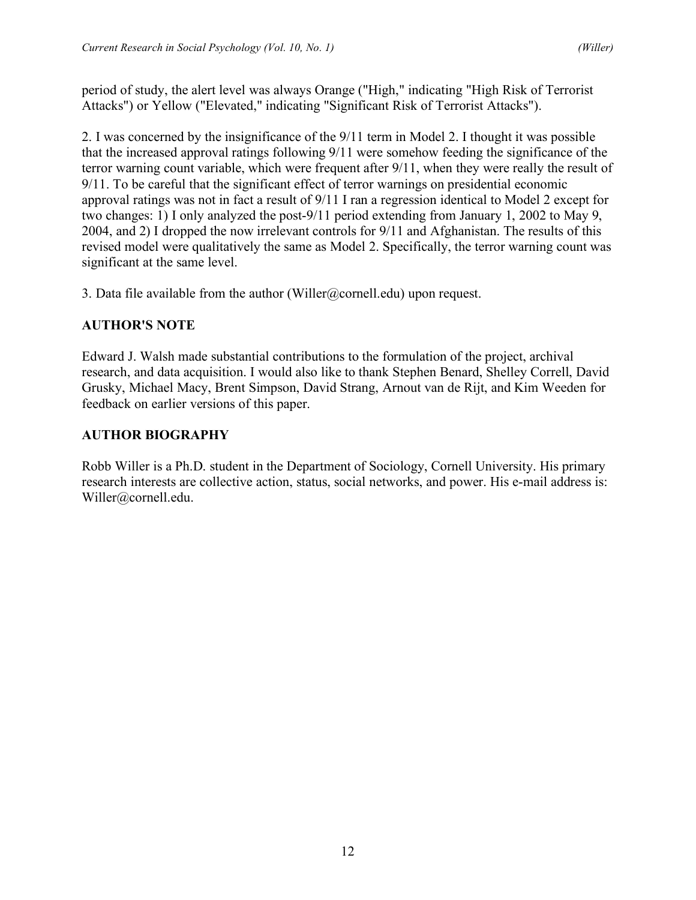period of study, the alert level was always Orange ("High," indicating "High Risk of Terrorist Attacks") or Yellow ("Elevated," indicating "Significant Risk of Terrorist Attacks").

2. I was concerned by the insignificance of the 9/11 term in Model 2. I thought it was possible that the increased approval ratings following 9/11 were somehow feeding the significance of the terror warning count variable, which were frequent after 9/11, when they were really the result of 9/11. To be careful that the significant effect of terror warnings on presidential economic approval ratings was not in fact a result of 9/11 I ran a regression identical to Model 2 except for two changes: 1) I only analyzed the post-9/11 period extending from January 1, 2002 to May 9, 2004, and 2) I dropped the now irrelevant controls for 9/11 and Afghanistan. The results of this revised model were qualitatively the same as Model 2. Specifically, the terror warning count was significant at the same level.

3. Data file available from the author (Willer@cornell.edu) upon request.

## AUTHOR'S NOTE

Edward J. Walsh made substantial contributions to the formulation of the project, archival research, and data acquisition. I would also like to thank Stephen Benard, Shelley Correll, David Grusky, Michael Macy, Brent Simpson, David Strang, Arnout van de Rijt, and Kim Weeden for feedback on earlier versions of this paper.

## AUTHOR BIOGRAPHY

Robb Willer is a Ph.D. student in the Department of Sociology, Cornell University. His primary research interests are collective action, status, social networks, and power. His e-mail address is: Willer@cornell.edu.